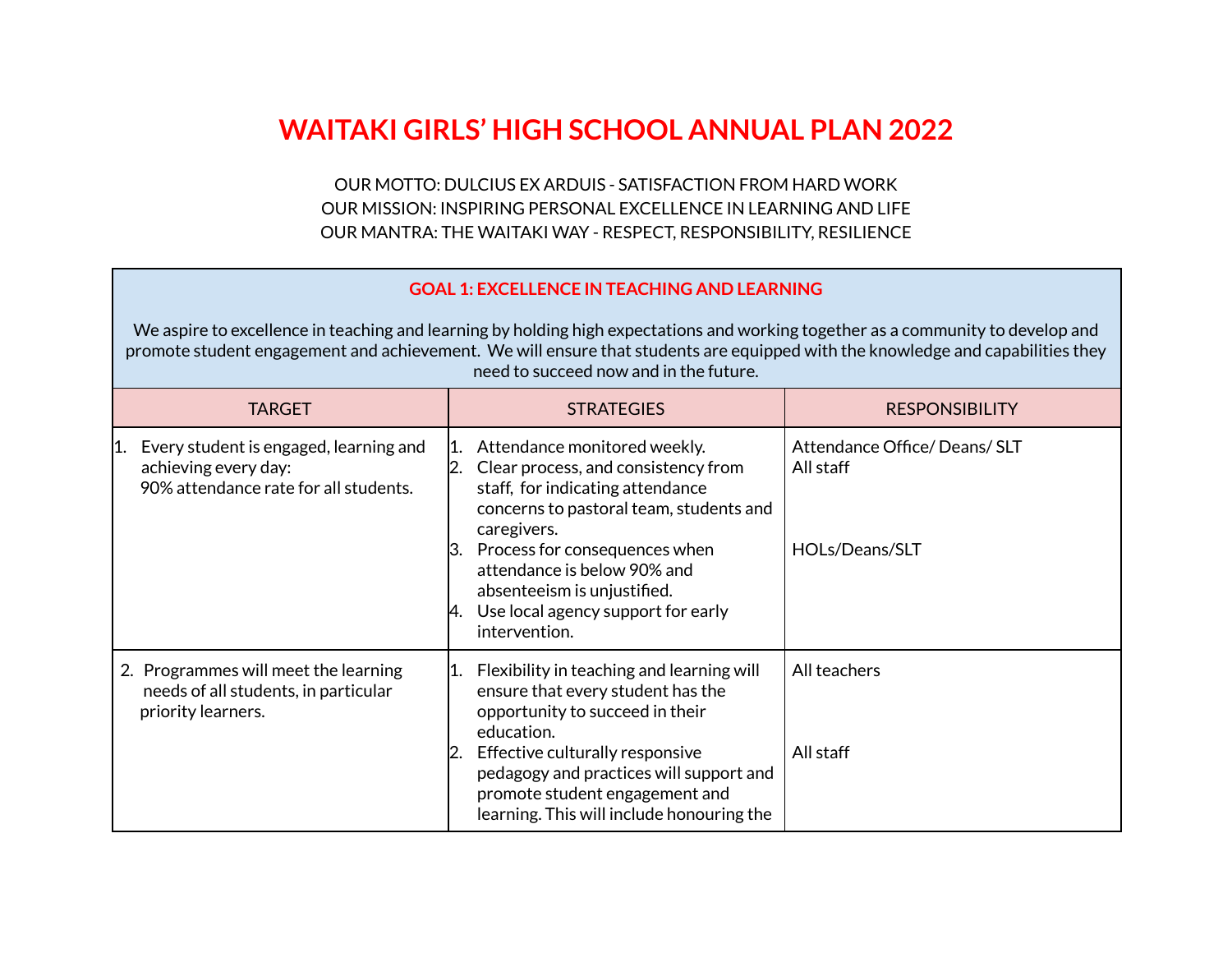# WAITAKI GIRLS' HIGH SCHOOL ANNUAL PLAN 2022

OUR MOTTO: DULCIUS EX ARDUIS - SATISFACTION FROM HARD WORK
OUR MISSION: INSPIRING PERSONAL EXCELLENCE IN LEARNING AND LIFE
OUR MANTRA: THE WAITAKI WAY - RESPECT, RESPONSIBILITY, RESILIENCE

## GOAL 1: EXCELLENCE IN TEACHING AND LEARNING

We aspire to excellence in teaching and learning by holding high expectations and working together as a community to develop and promote student engagement and achievement. We will ensure that students are equipped with the knowledge and capabilities they need to succeed now and in the future.

| TARGET | STRATEGIES | RESPONSIBILITY |
|---|---|---|
| 1. Every student is engaged, learning and achieving every day: 90% attendance rate for all students. | 1. Attendance monitored weekly.<br>2. Clear process, and consistency from staff, for indicating attendance concerns to pastoral team, students and caregivers.<br>3. Process for consequences when attendance is below 90% and absenteeism is unjustified.<br>4. Use local agency support for early intervention. | Attendance Office/ Deans/ SLT<br>All staff<br><br>HOLs/Deans/SLT |
| 2. Programmes will meet the learning needs of all students, in particular priority learners. | 1. Flexibility in teaching and learning will ensure that every student has the opportunity to succeed in their education.<br>2. Effective culturally responsive pedagogy and practices will support and promote student engagement and learning. This will include honouring the | All teachers<br><br>All staff |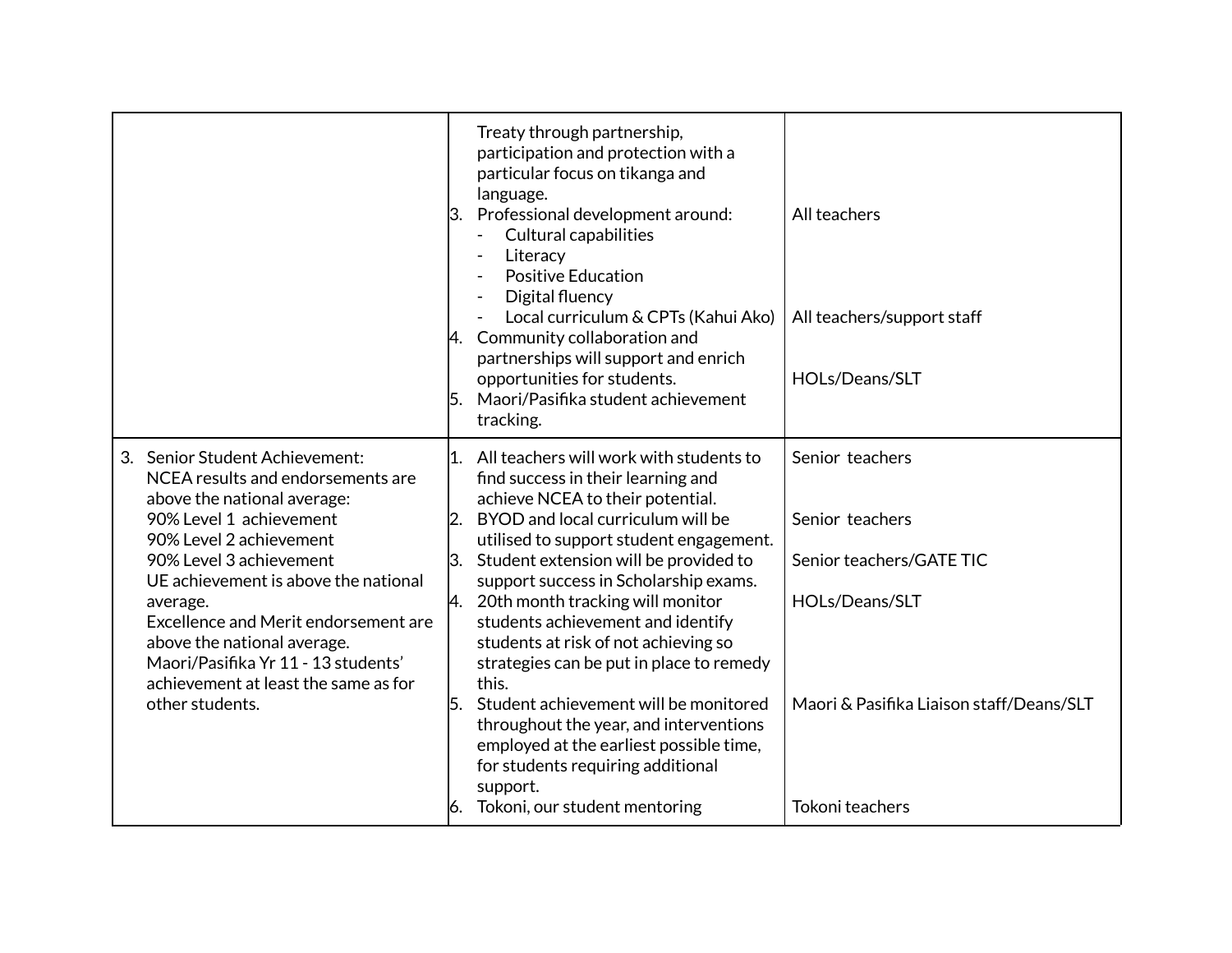| | | |
|---|---|---|
| | Treaty through partnership, participation and protection with a particular focus on tikanga and language.<br>3. Professional development around:<br>- Cultural capabilities<br>- Literacy<br>- Positive Education<br>- Digital fluency<br>- Local curriculum & CPTs (Kahui Ako)<br>4. Community collaboration and partnerships will support and enrich opportunities for students.<br>5. Maori/Pasifika student achievement tracking. | All teachers<br><br>All teachers/support staff<br><br>HOLs/Deans/SLT |
| 3. Senior Student Achievement:<br>NCEA results and endorsements are above the national average:<br>90% Level 1 achievement<br>90% Level 2 achievement<br>90% Level 3 achievement<br>UE achievement is above the national average.<br>Excellence and Merit endorsement are above the national average.<br>Maori/Pasifika Yr 11 - 13 students' achievement at least the same as for other students. | 1. All teachers will work with students to find success in their learning and achieve NCEA to their potential.<br>2. BYOD and local curriculum will be utilised to support student engagement.<br>3. Student extension will be provided to support success in Scholarship exams.<br>4. 20th month tracking will monitor students achievement and identify students at risk of not achieving so strategies can be put in place to remedy this.<br>5. Student achievement will be monitored throughout the year, and interventions employed at the earliest possible time, for students requiring additional support.<br>6. Tokoni, our student mentoring | Senior teachers<br><br>Senior teachers<br><br>Senior teachers/GATE TIC<br><br>HOLs/Deans/SLT<br><br>Maori & Pasifika Liaison staff/Deans/SLT<br><br>Tokoni teachers |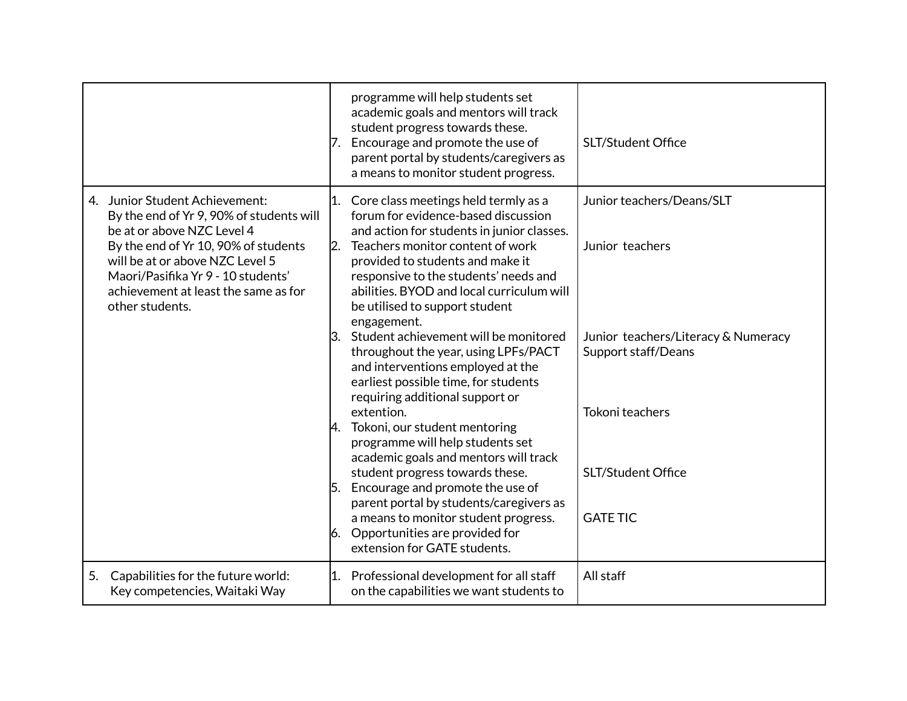| | | |
|---|---|---|
| | programme will help students set academic goals and mentors will track student progress towards these.<br>7. Encourage and promote the use of parent portal by students/caregivers as a means to monitor student progress. | <br><br><br>SLT/Student Office |
| 4. Junior Student Achievement:<br>By the end of Yr 9, 90% of students will be at or above NZC Level 4<br>By the end of Yr 10, 90% of students will be at or above NZC Level 5<br>Maori/Pasifika Yr 9 - 10 students' achievement at least the same as for other students. | 1. Core class meetings held termly as a forum for evidence-based discussion and action for students in junior classes.<br>2. Teachers monitor content of work provided to students and make it responsive to the students' needs and abilities. BYOD and local curriculum will be utilised to support student engagement.<br>3. Student achievement will be monitored throughout the year, using LPFs/PACT and interventions employed at the earliest possible time, for students requiring additional support or extention.<br>4. Tokoni, our student mentoring programme will help students set academic goals and mentors will track student progress towards these.<br>5. Encourage and promote the use of parent portal by students/caregivers as a means to monitor student progress.<br>6. Opportunities are provided for extension for GATE students. | Junior teachers/Deans/SLT<br><br>Junior teachers<br><br>Junior teachers/Literacy & Numeracy Support staff/Deans<br><br>Tokoni teachers<br><br>SLT/Student Office<br><br>GATE TIC |
| 5. Capabilities for the future world: Key competencies, Waitaki Way | 1. Professional development for all staff on the capabilities we want students to | All staff |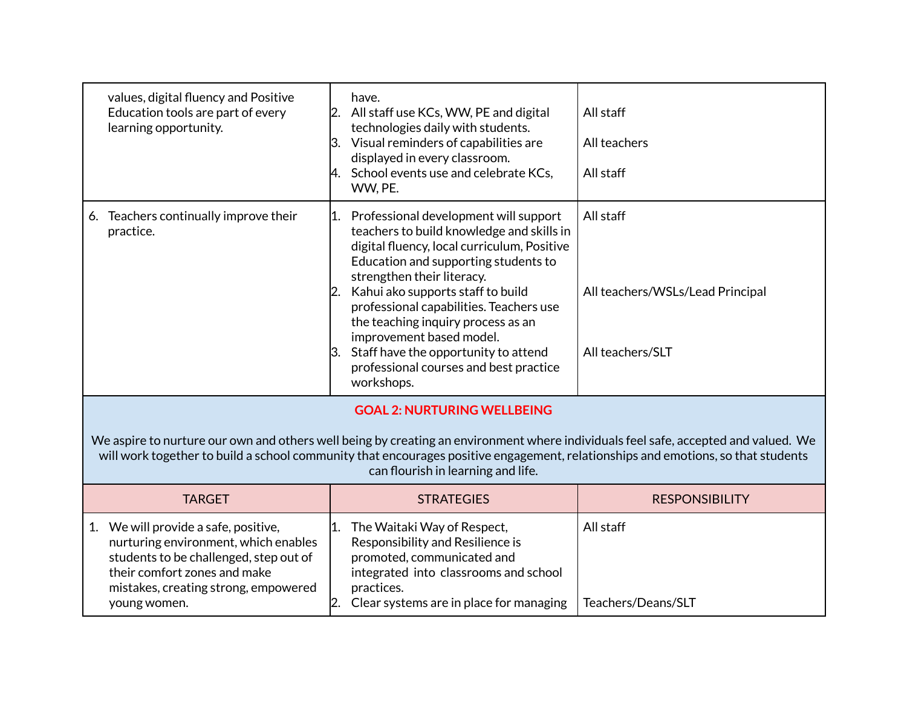| | | |
|---|---|---|
| values, digital fluency and Positive Education tools are part of every learning opportunity. | have.<br>2. All staff use KCs, WW, PE and digital technologies daily with students.<br>3. Visual reminders of capabilities are displayed in every classroom.<br>4. School events use and celebrate KCs, WW, PE. | <br>All staff<br>All teachers<br>All staff |
| 6. Teachers continually improve their practice. | 1. Professional development will support teachers to build knowledge and skills in digital fluency, local curriculum, Positive Education and supporting students to strengthen their literacy.<br>2. Kahui ako supports staff to build professional capabilities. Teachers use the teaching inquiry process as an improvement based model.<br>3. Staff have the opportunity to attend professional courses and best practice workshops. | All staff<br><br>All teachers/WSLs/Lead Principal<br><br>All teachers/SLT |

**GOAL 2: NURTURING WELLBEING**

We aspire to nurture our own and others well being by creating an environment where individuals feel safe, accepted and valued. We will work together to build a school community that encourages positive engagement, relationships and emotions, so that students can flourish in learning and life.

| TARGET | STRATEGIES | RESPONSIBILITY |
|---|---|---|
| 1. We will provide a safe, positive, nurturing environment, which enables students to be challenged, step out of their comfort zones and make mistakes, creating strong, empowered young women. | 1. The Waitaki Way of Respect, Responsibility and Resilience is promoted, communicated and integrated into classrooms and school practices.<br>2. Clear systems are in place for managing | All staff<br><br>Teachers/Deans/SLT |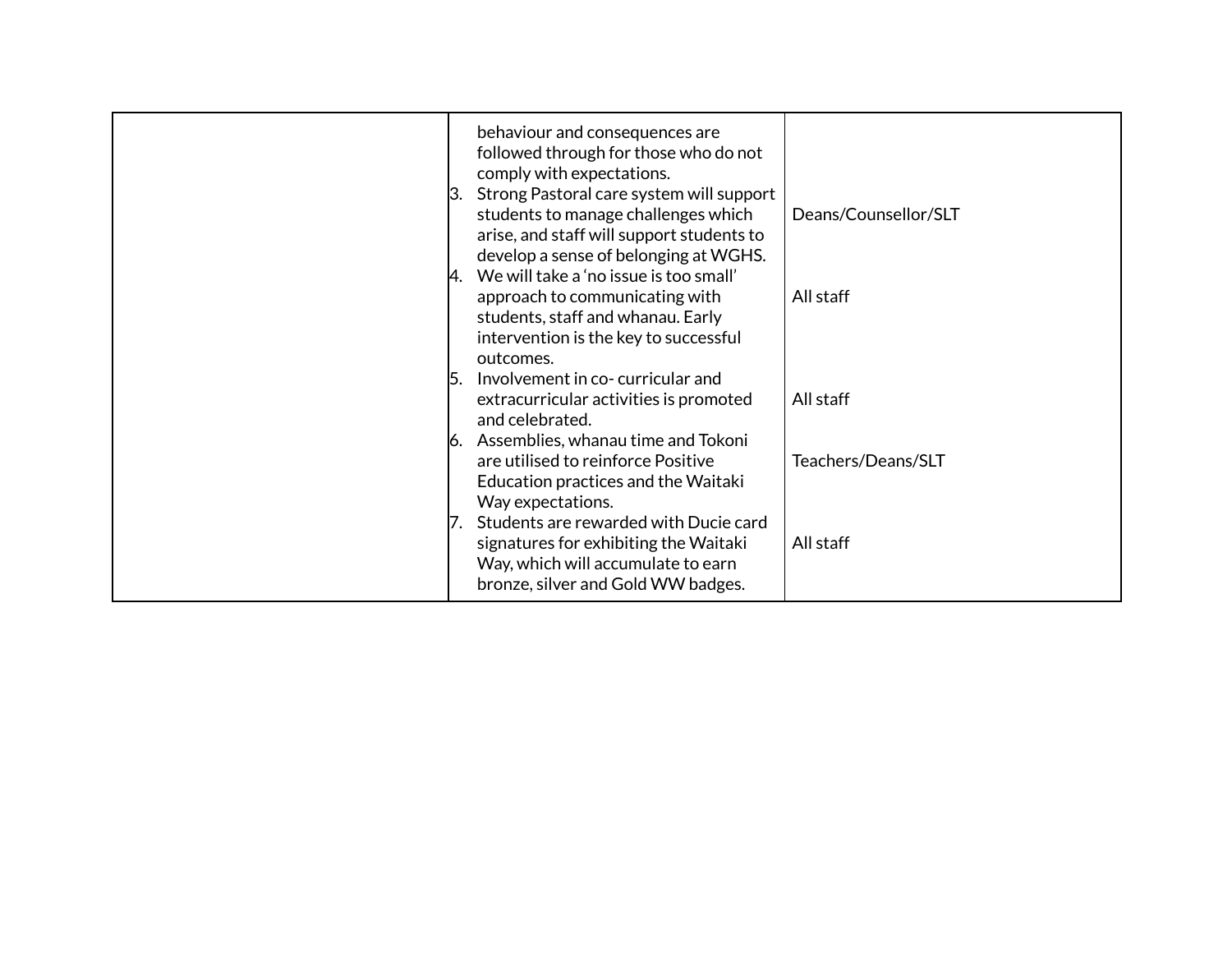| | | |
|---|---|---|
| | behaviour and consequences are followed through for those who do not comply with expectations. | |
| | 3. Strong Pastoral care system will support students to manage challenges which arise, and staff will support students to develop a sense of belonging at WGHS. | Deans/Counsellor/SLT |
| | 4. We will take a 'no issue is too small' approach to communicating with students, staff and whanau. Early intervention is the key to successful outcomes. | All staff |
| | 5. Involvement in co- curricular and extracurricular activities is promoted and celebrated. | All staff |
| | 6. Assemblies, whanau time and Tokoni are utilised to reinforce Positive Education practices and the Waitaki Way expectations. | Teachers/Deans/SLT |
| | 7. Students are rewarded with Ducie card signatures for exhibiting the Waitaki Way, which will accumulate to earn bronze, silver and Gold WW badges. | All staff |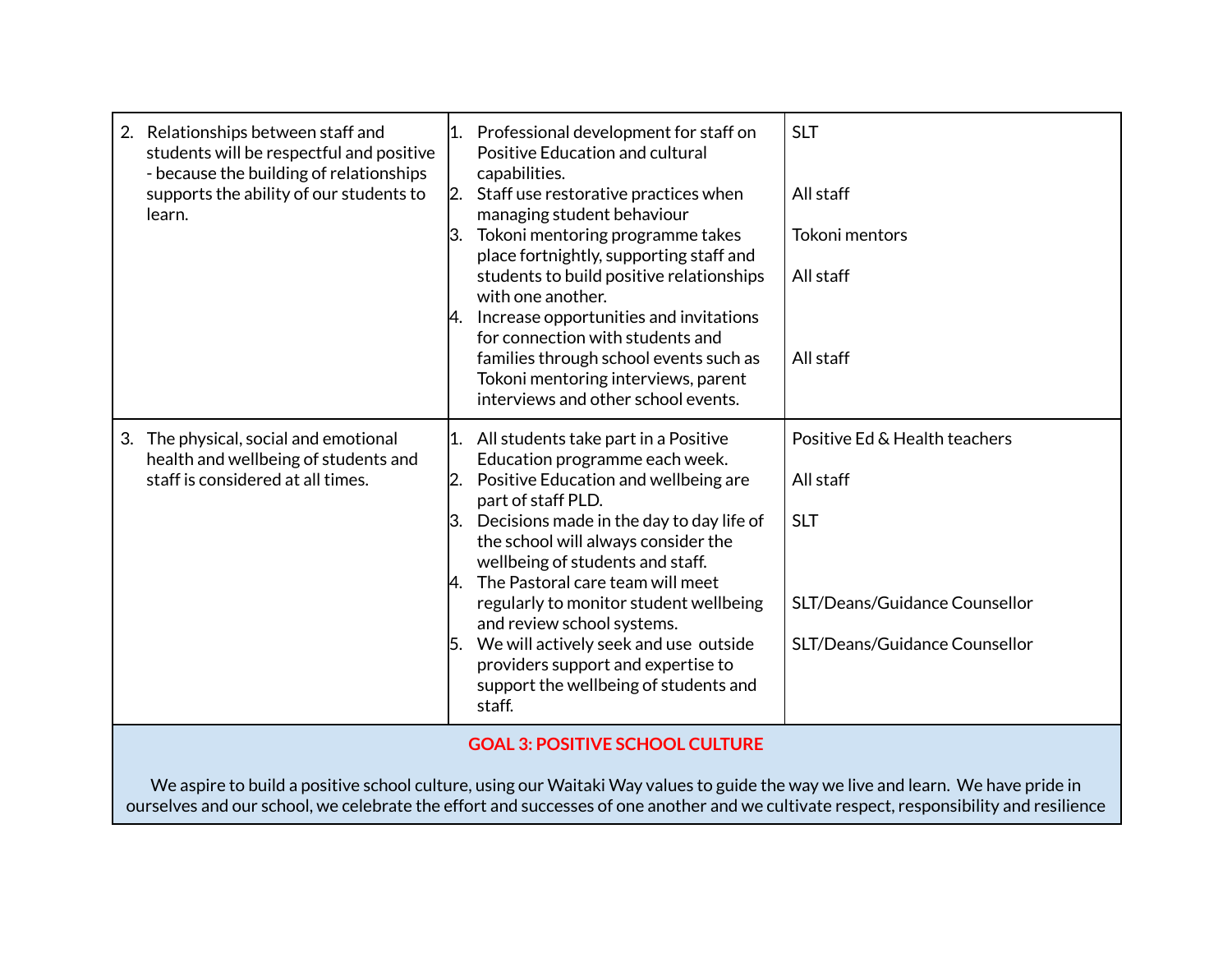| | | |
|---|---|---|
| 2. Relationships between staff and students will be respectful and positive - because the building of relationships supports the ability of our students to learn. | 1. Professional development for staff on Positive Education and cultural capabilities.<br>2. Staff use restorative practices when managing student behaviour<br>3. Tokoni mentoring programme takes place fortnightly, supporting staff and students to build positive relationships with one another.<br>4. Increase opportunities and invitations for connection with students and families through school events such as Tokoni mentoring interviews, parent interviews and other school events. | SLT<br><br>All staff<br><br>Tokoni mentors<br><br>All staff<br><br>All staff |
| 3. The physical, social and emotional health and wellbeing of students and staff is considered at all times. | 1. All students take part in a Positive Education programme each week.<br>2. Positive Education and wellbeing are part of staff PLD.<br>3. Decisions made in the day to day life of the school will always consider the wellbeing of students and staff.<br>4. The Pastoral care team will meet regularly to monitor student wellbeing and review school systems.<br>5. We will actively seek and use outside providers support and expertise to support the wellbeing of students and staff. | Positive Ed & Health teachers<br><br>All staff<br><br>SLT<br><br>SLT/Deans/Guidance Counsellor<br><br>SLT/Deans/Guidance Counsellor |

**GOAL 3: POSITIVE SCHOOL CULTURE**

We aspire to build a positive school culture, using our Waitaki Way values to guide the way we live and learn. We have pride in ourselves and our school, we celebrate the effort and successes of one another and we cultivate respect, responsibility and resilience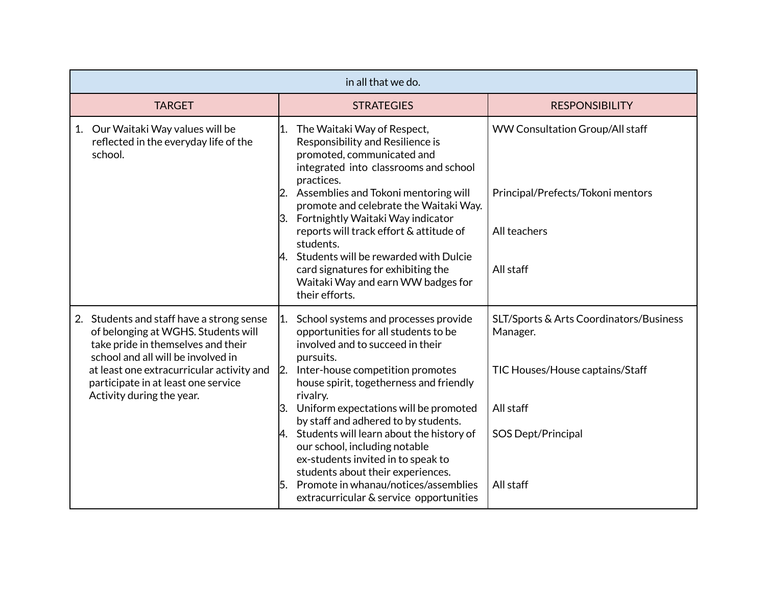| in all that we do. | | |
|---|---|---|
| TARGET | STRATEGIES | RESPONSIBILITY |
| 1. Our Waitaki Way values will be reflected in the everyday life of the school. | 1. The Waitaki Way of Respect, Responsibility and Resilience is promoted, communicated and integrated into classrooms and school practices.<br>2. Assemblies and Tokoni mentoring will promote and celebrate the Waitaki Way.<br>3. Fortnightly Waitaki Way indicator reports will track effort & attitude of students.<br>4. Students will be rewarded with Dulcie card signatures for exhibiting the Waitaki Way and earn WW badges for their efforts. | WW Consultation Group/All staff<br><br>Principal/Prefects/Tokoni mentors<br><br>All teachers<br><br>All staff |
| 2. Students and staff have a strong sense of belonging at WGHS. Students will take pride in themselves and their school and all will be involved in at least one extracurricular activity and participate in at least one service Activity during the year. | 1. School systems and processes provide opportunities for all students to be involved and to succeed in their pursuits.<br>2. Inter-house competition promotes house spirit, togetherness and friendly rivalry.<br>3. Uniform expectations will be promoted by staff and adhered to by students.<br>4. Students will learn about the history of our school, including notable ex-students invited in to speak to students about their experiences.<br>5. Promote in whanau/notices/assemblies extracurricular & service opportunities | SLT/Sports & Arts Coordinators/Business Manager.<br><br>TIC Houses/House captains/Staff<br><br>All staff<br><br>SOS Dept/Principal<br><br>All staff |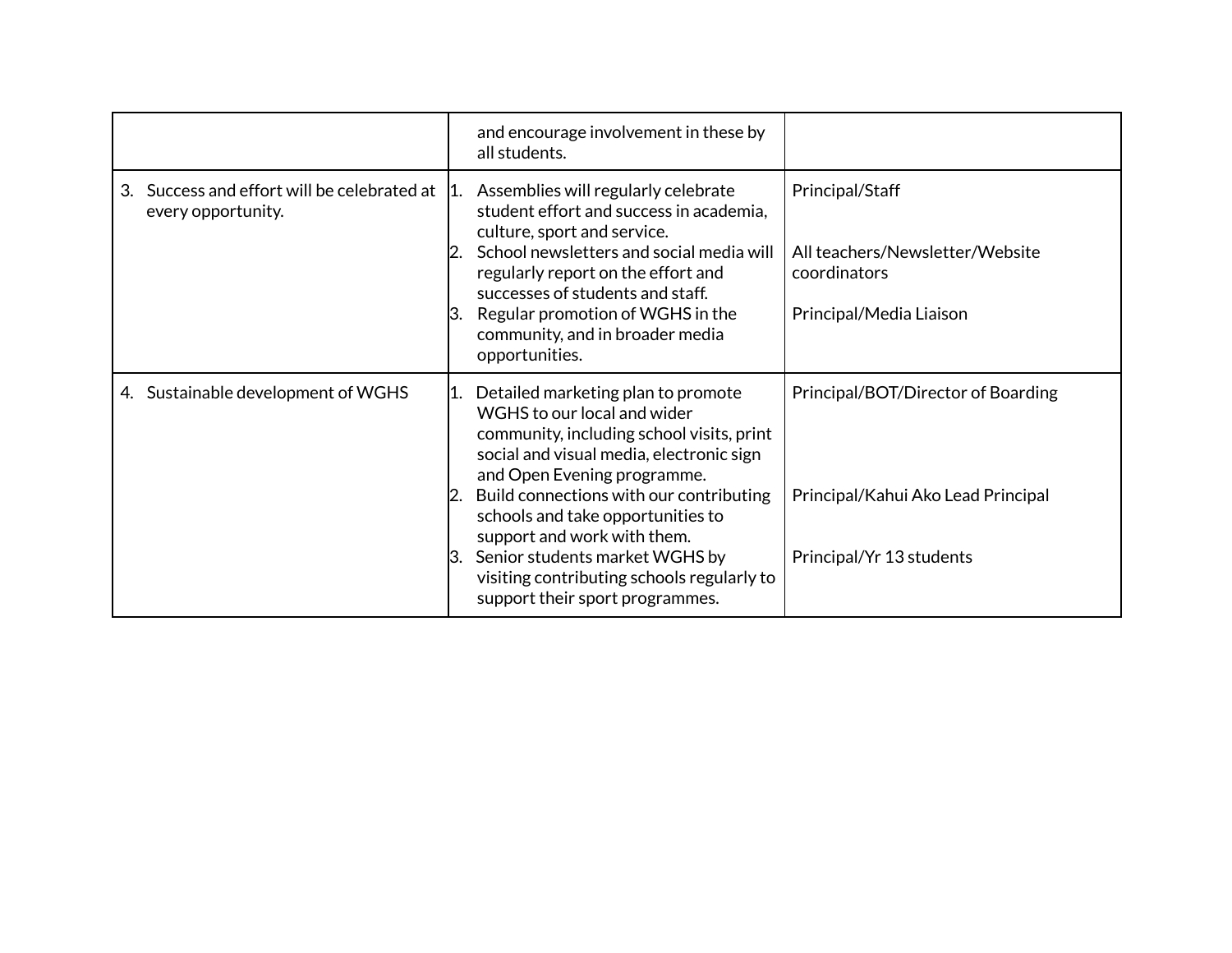| | | |
|---|---|---|
| | and encourage involvement in these by all students. | |
| 3. Success and effort will be celebrated at every opportunity. | 1. Assemblies will regularly celebrate student effort and success in academia, culture, sport and service.<br>2. School newsletters and social media will regularly report on the effort and successes of students and staff.<br>3. Regular promotion of WGHS in the community, and in broader media opportunities. | Principal/Staff<br><br>All teachers/Newsletter/Website coordinators<br><br>Principal/Media Liaison |
| 4. Sustainable development of WGHS | 1. Detailed marketing plan to promote WGHS to our local and wider community, including school visits, print social and visual media, electronic sign and Open Evening programme.<br>2. Build connections with our contributing schools and take opportunities to support and work with them.<br>3. Senior students market WGHS by visiting contributing schools regularly to support their sport programmes. | Principal/BOT/Director of Boarding<br><br>Principal/Kahui Ako Lead Principal<br><br>Principal/Yr 13 students |